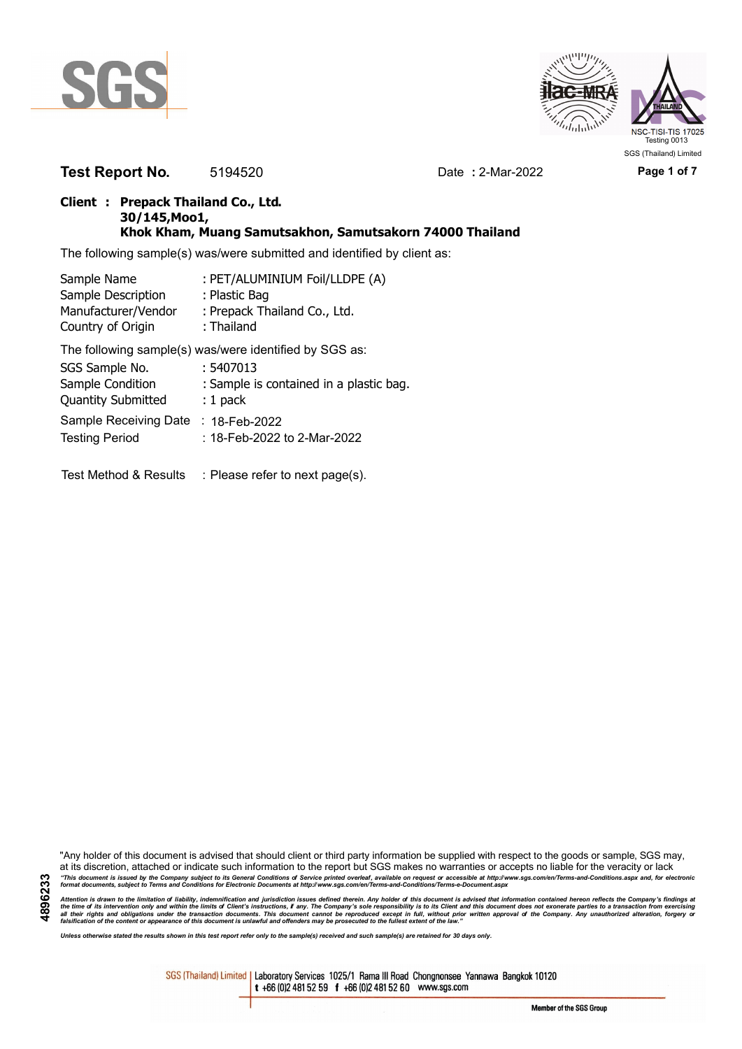SGS (Thailand) Limited

**Test Report No.** 5194520 **Date :** 2-Mar-2022

**Client : Prepack Thailand Co., Ltd.**
**30/145,Moo1,**
**Khok Kham, Muang Samutsakhon, Samutsakorn 74000 Thailand**

The following sample(s) was/were submitted and identified by client as:

| | |
|---|---|
| Sample Name | : PET/ALUMINIUM Foil/LLDPE (A) |
| Sample Description | : Plastic Bag |
| Manufacturer/Vendor | : Prepack Thailand Co., Ltd. |
| Country of Origin | : Thailand |

The following sample(s) was/were identified by SGS as:

| | |
|---|---|
| SGS Sample No. | : 5407013 |
| Sample Condition | : Sample is contained in a plastic bag. |
| Quantity Submitted | : 1 pack |
| Sample Receiving Date | : 18-Feb-2022 |
| Testing Period | : 18-Feb-2022 to 2-Mar-2022 |

Test Method & Results : Please refer to next page(s).

"Any holder of this document is advised that should client or third party information be supplied with respect to the goods or sample, SGS may, at its discretion, attached or indicate such information to the report but SGS makes no warranties or accepts no liable for the veracity or lack

*"This document is issued by the Company subject to its General Conditions of Service printed overleaf, available on request or accessible at http://www.sgs.com/en/Terms-and-Conditions.aspx and, for electronic format documents, subject to Terms and Conditions for Electronic Documents at http://www.sgs.com/en/Terms-and-Conditions/Terms-e-Document.aspx*

*Attention is drawn to the limitation of liability, indemnification and jurisdiction issues defined therein. Any holder of this document is advised that information contained hereon reflects the Company's findings at the time of its intervention only and within the limits of Client's instructions, if any. The Company's sole responsibility is to its Client and this document does not exonerate parties to a transaction from exercising all their rights and obligations under the transaction documents. This document cannot be reproduced except in full, without prior written approval of the Company. Any unauthorized alteration, forgery or falsification of the content or appearance of this document is unlawful and offenders may be prosecuted to the fullest extent of the law."*

*Unless otherwise stated the results shown in this test report refer only to the sample(s) received and such sample(s) are retained for 30 days only.*

4896233

SGS (Thailand) Limited | Laboratory Services 1025/1 Rama III Road Chongnonsee Yannawa Bangkok 10120
t +66 (0)2 481 52 59 f +66 (0)2 481 52 60 www.sgs.com

Member of the SGS Group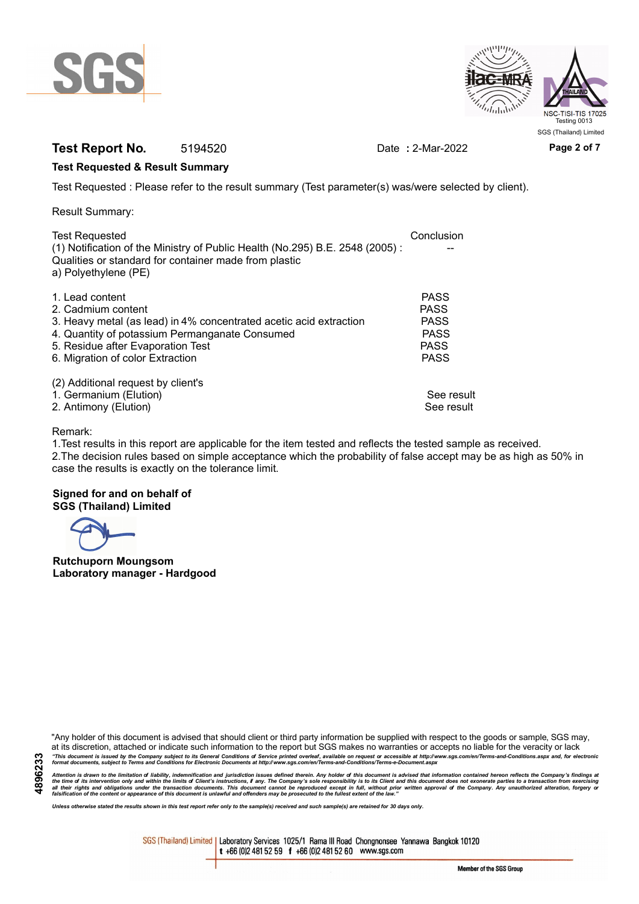**Test Report No.** 5194520 Date : 2-Mar-2022

## Test Requested & Result Summary

Test Requested : Please refer to the result summary (Test parameter(s) was/were selected by client).

Result Summary:

| Test Requested | Conclusion |
|---|---|
| (1) Notification of the Ministry of Public Health (No.295) B.E. 2548 (2005) : Qualities or standard for container made from plastic | -- |
| a) Polyethylene (PE) | |
| 1. Lead content | PASS |
| 2. Cadmium content | PASS |
| 3. Heavy metal (as lead) in 4% concentrated acetic acid extraction | PASS |
| 4. Quantity of potassium Permanganate Consumed | PASS |
| 5. Residue after Evaporation Test | PASS |
| 6. Migration of color Extraction | PASS |
| (2) Additional request by client's | |
| 1. Germanium (Elution) | See result |
| 2. Antimony (Elution) | See result |

Remark:

1.Test results in this report are applicable for the item tested and reflects the tested sample as received.

2.The decision rules based on simple acceptance which the probability of false accept may be as high as 50% in case the results is exactly on the tolerance limit.

**Signed for and on behalf of**
**SGS (Thailand) Limited**

**Rutchuporn Moungsom**
**Laboratory manager - Hardgood**

"Any holder of this document is advised that should client or third party information be supplied with respect to the goods or sample, SGS may, at its discretion, attached or indicate such information to the report but SGS makes no warranties or accepts no liable for the veracity or lack

*"This document is issued by the Company subject to its General Conditions of Service printed overleaf, available on request or accessible at http://www.sgs.com/en/Terms-and-Conditions.aspx and, for electronic format documents, subject to Terms and Conditions for Electronic Documents at http://www.sgs.com/en/Terms-and-Conditions/Terms-e-Document.aspx*

*Attention is drawn to the limitation of liability, indemnification and jurisdiction issues defined therein. Any holder of this document is advised that information contained hereon reflects the Company's findings at the time of its intervention only and within the limits of Client's instructions, if any. The Company's sole responsibility is to its Client and this document does not exonerate parties to a transaction from exercising all their rights and obligations under the transaction documents. This document cannot be reproduced except in full, without prior written approval of the Company. Any unauthorized alteration, forgery or falsification of the content or appearance of this document is unlawful and offenders may be prosecuted to the fullest extent of the law."*

*Unless otherwise stated the results shown in this test report refer only to the sample(s) received and such sample(s) are retained for 30 days only.*

4896233

SGS (Thailand) Limited | Laboratory Services 1025/1 Rama III Road Chongnonsee Yannawa Bangkok 10120
t +66 (0)2 481 52 59 f +66 (0)2 481 52 60 www.sgs.com

Member of the SGS Group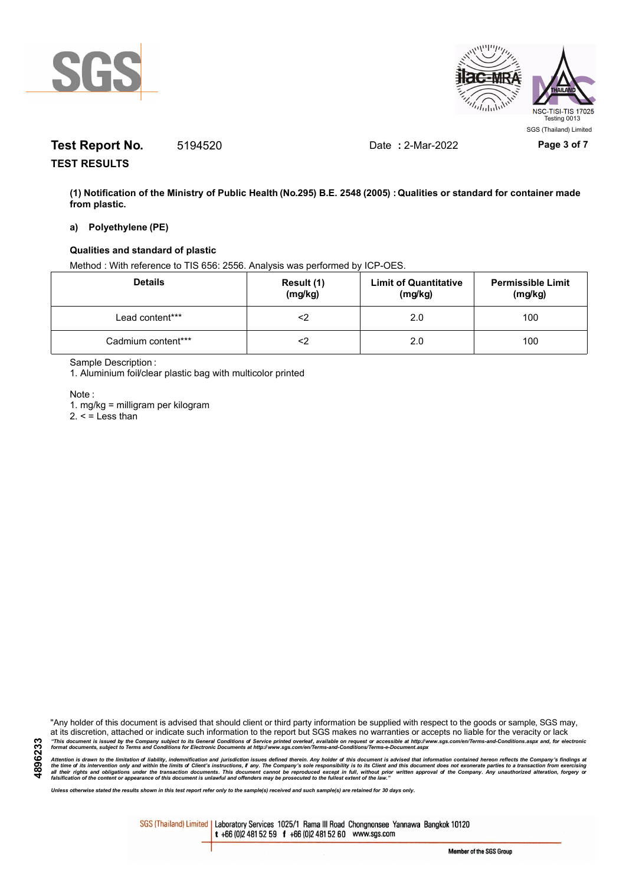**Test Report No.** 5194520 Date : 2-Mar-2022

**TEST RESULTS**

**(1) Notification of the Ministry of Public Health (No.295) B.E. 2548 (2005) : Qualities or standard for container made from plastic.**

**a) Polyethylene (PE)**

**Qualities and standard of plastic**

Method : With reference to TIS 656: 2556. Analysis was performed by ICP-OES.

| Details | Result (1) (mg/kg) | Limit of Quantitative (mg/kg) | Permissible Limit (mg/kg) |
|---|---|---|---|
| Lead content*** | <2 | 2.0 | 100 |
| Cadmium content*** | <2 | 2.0 | 100 |

Sample Description :

1. Aluminium foil/clear plastic bag with multicolor printed

Note :

1. mg/kg = milligram per kilogram
2. < = Less than

"Any holder of this document is advised that should client or third party information be supplied with respect to the goods or sample, SGS may, at its discretion, attached or indicate such information to the report but SGS makes no warranties or accepts no liable for the veracity or lack

*"This document is issued by the Company subject to its General Conditions of Service printed overleaf, available on request or accessible at http://www.sgs.com/en/Terms-and-Conditions.aspx and, for electronic format documents, subject to Terms and Conditions for Electronic Documents at http://www.sgs.com/en/Terms-and-Conditions/Terms-e-Document.aspx*

*Attention is drawn to the limitation of liability, indemnification and jurisdiction issues defined therein. Any holder of this document is advised that information contained hereon reflects the Company's findings at the time of its intervention only and within the limits of Client's instructions, if any. The Company's sole responsibility is to its Client and this document does not exonerate parties to a transaction from exercising all their rights and obligations under the transaction documents. This document cannot be reproduced except in full, without prior written approval of the Company. Any unauthorized alteration, forgery or falsification of the content or appearance of this document is unlawful and offenders may be prosecuted to the fullest extent of the law."*

*Unless otherwise stated the results shown in this test report refer only to the sample(s) received and such sample(s) are retained for 30 days only.*

SGS (Thailand) Limited | Laboratory Services 1025/1 Rama III Road Chongnonsee Yannawa Bangkok 10120 t +66 (0)2 481 52 59 f +66 (0)2 481 52 60 www.sgs.com

Member of the SGS Group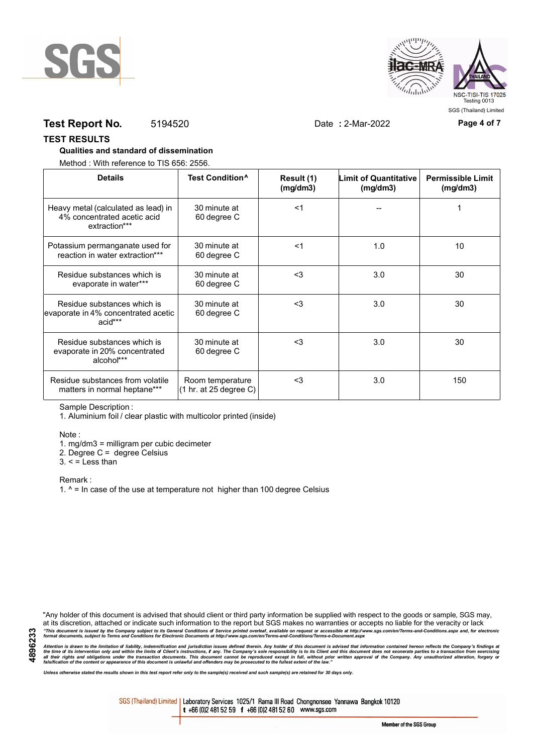**Test Report No.** 5194520 Date **:** 2-Mar-2022

## TEST RESULTS

**Qualities and standard of dissemination**

Method : With reference to TIS 656: 2556.

| Details | Test Condition^ | Result (1) (mg/dm3) | Limit of Quantitative (mg/dm3) | Permissible Limit (mg/dm3) |
|---|---|---|---|---|
| Heavy metal (calculated as lead) in 4% concentrated acetic acid extraction*** | 30 minute at 60 degree C | <1 | -- | 1 |
| Potassium permanganate used for reaction in water extraction*** | 30 minute at 60 degree C | <1 | 1.0 | 10 |
| Residue substances which is evaporate in water*** | 30 minute at 60 degree C | <3 | 3.0 | 30 |
| Residue substances which is evaporate in 4% concentrated acetic acid*** | 30 minute at 60 degree C | <3 | 3.0 | 30 |
| Residue substances which is evaporate in 20% concentrated alcohol*** | 30 minute at 60 degree C | <3 | 3.0 | 30 |
| Residue substances from volatile matters in normal heptane*** | Room temperature (1 hr. at 25 degree C) | <3 | 3.0 | 150 |

Sample Description :

1. Aluminium foil / clear plastic with multicolor printed (inside)

Note :

1. mg/dm3 = milligram per cubic decimeter
2. Degree C = degree Celsius
3. < = Less than

Remark :

1. ^ = In case of the use at temperature not higher than 100 degree Celsius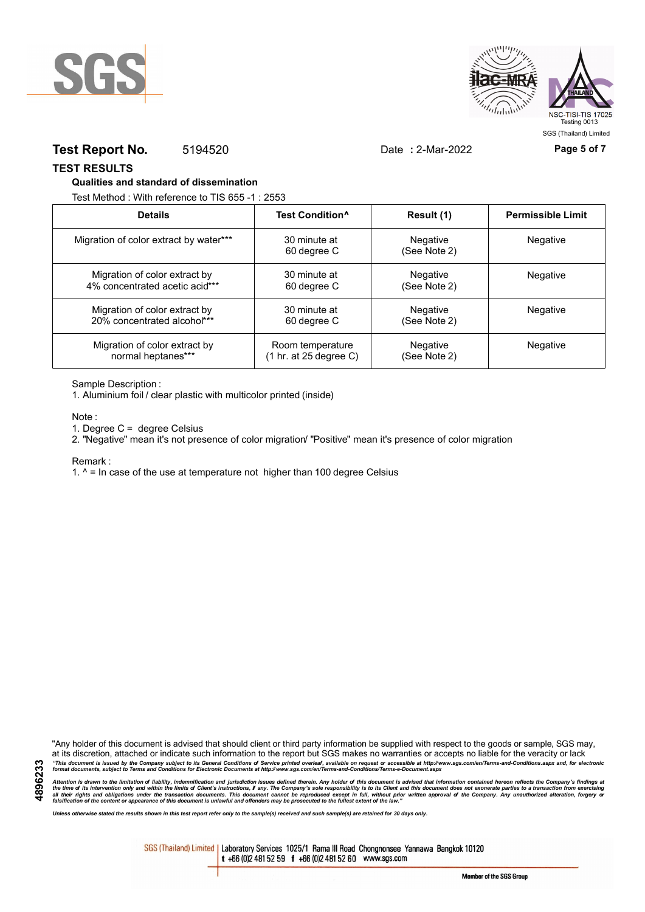**Test Report No.** 5194520 Date : 2-Mar-2022

## TEST RESULTS

### Qualities and standard of dissemination

Test Method : With reference to TIS 655 -1 : 2553

| Details | Test Condition^ | Result (1) | Permissible Limit |
|---|---|---|---|
| Migration of color extract by water*** | 30 minute at 60 degree C | Negative (See Note 2) | Negative |
| Migration of color extract by 4% concentrated acetic acid*** | 30 minute at 60 degree C | Negative (See Note 2) | Negative |
| Migration of color extract by 20% concentrated alcohol*** | 30 minute at 60 degree C | Negative (See Note 2) | Negative |
| Migration of color extract by normal heptanes*** | Room temperature (1 hr. at 25 degree C) | Negative (See Note 2) | Negative |

Sample Description :

1. Aluminium foil / clear plastic with multicolor printed (inside)

Note :

1. Degree C = degree Celsius
2. "Negative" mean it's not presence of color migration/ "Positive" mean it's presence of color migration

Remark :

1. ^ = In case of the use at temperature not higher than 100 degree Celsius

"Any holder of this document is advised that should client or third party information be supplied with respect to the goods or sample, SGS may, at its discretion, attached or indicate such information to the report but SGS makes no warranties or accepts no liable for the veracity or lack

*"This document is issued by the Company subject to its General Conditions of Service printed overleaf, available on request or accessible at http://www.sgs.com/en/Terms-and-Conditions.aspx and, for electronic format documents, subject to Terms and Conditions for Electronic Documents at http://www.sgs.com/en/Terms-and-Conditions/Terms-e-Document.aspx*

*Attention is drawn to the limitation of liability, indemnification and jurisdiction issues defined therein. Any holder of this document is advised that information contained hereon reflects the Company's findings at the time of its intervention only and within the limits of Client's instructions, if any. The Company's sole responsibility is to its Client and this document does not exonerate parties to a transaction from exercising all their rights and obligations under the transaction documents. This document cannot be reproduced except in full, without prior written approval of the Company. Any unauthorized alteration, forgery or falsification of the content or appearance of this document is unlawful and offenders may be prosecuted to the fullest extent of the law."*

*Unless otherwise stated the results shown in this test report refer only to the sample(s) received and such sample(s) are retained for 30 days only.*

SGS (Thailand) Limited | Laboratory Services 1025/1 Rama III Road Chongnonsee Yannawa Bangkok 10120
t +66 (0)2 481 52 59 f +66 (0)2 481 52 60 www.sgs.com

Member of the SGS Group

4896233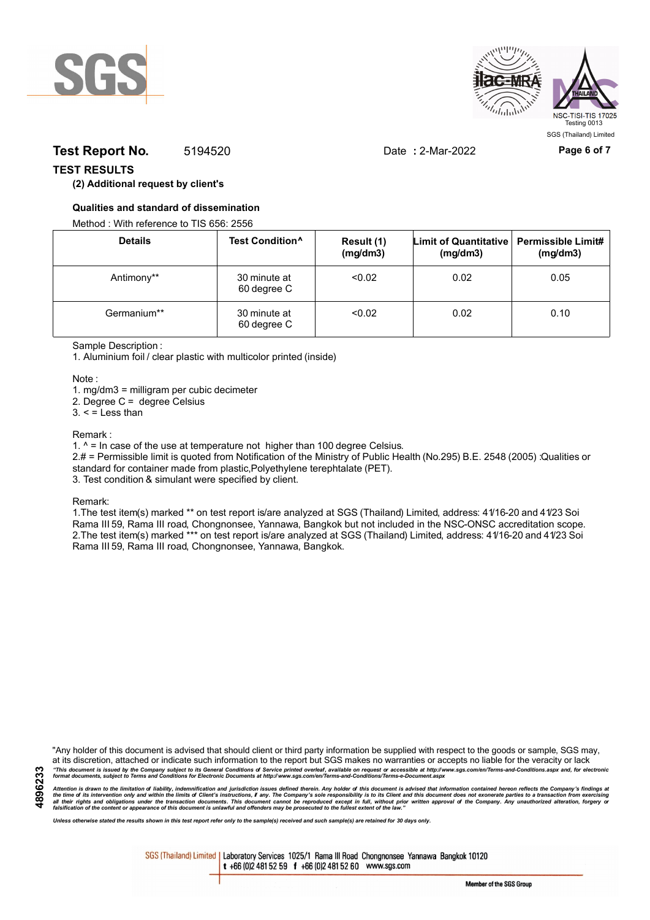**Test Report No.** 5194520 Date : 2-Mar-2022

## TEST RESULTS

**(2) Additional request by client's**

**Qualities and standard of dissemination**

Method : With reference to TIS 656: 2556

| Details | Test Condition^ | Result (1) (mg/dm3) | Limit of Quantitative (mg/dm3) | Permissible Limit# (mg/dm3) |
|---|---|---|---|---|
| Antimony** | 30 minute at 60 degree C | <0.02 | 0.02 | 0.05 |
| Germanium** | 30 minute at 60 degree C | <0.02 | 0.02 | 0.10 |

Sample Description :

1. Aluminium foil / clear plastic with multicolor printed (inside)

Note :

1. mg/dm3 = milligram per cubic decimeter
2. Degree C = degree Celsius
3. < = Less than

Remark :

1. ^ = In case of the use at temperature not higher than 100 degree Celsius.
2. # = Permissible limit is quoted from Notification of the Ministry of Public Health (No.295) B.E. 2548 (2005) :Qualities or standard for container made from plastic,Polyethylene terephtalate (PET).
3. Test condition & simulant were specified by client.

Remark:

1. The test item(s) marked ** on test report is/are analyzed at SGS (Thailand) Limited, address: 41/16-20 and 41/23 Soi Rama III 59, Rama III road, Chongnonsee, Yannawa, Bangkok but not included in the NSC-ONSC accreditation scope.
2. The test item(s) marked *** on test report is/are analyzed at SGS (Thailand) Limited, address: 41/16-20 and 41/23 Soi Rama III 59, Rama III road, Chongnonsee, Yannawa, Bangkok.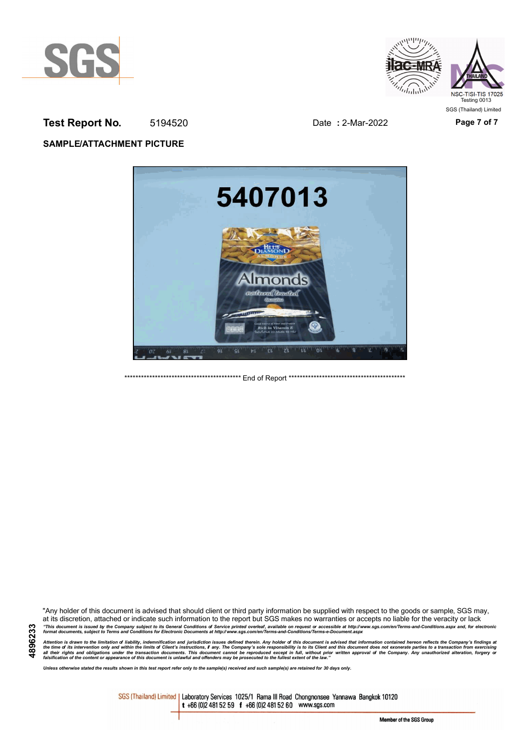**Test Report No.** 5194520 Date : 2-Mar-2022

**SAMPLE/ATTACHMENT PICTURE**

****************************************** End of Report ******************************************

"Any holder of this document is advised that should client or third party information be supplied with respect to the goods or sample, SGS may, at its discretion, attached or indicate such information to the report but SGS makes no warranties or accepts no liable for the veracity or lack

*"This document is issued by the Company subject to its General Conditions of Service printed overleaf, available on request or accessible at http://www.sgs.com/en/Terms-and-Conditions.aspx and, for electronic format documents, subject to Terms and Conditions for Electronic Documents at http://www.sgs.com/en/Terms-and-Conditions/Terms-e-Document.aspx*

*Attention is drawn to the limitation of liability, indemnification and jurisdiction issues defined therein. Any holder of this document is advised that information contained hereon reflects the Company's findings at the time of its intervention only and within the limits of Client's instructions, if any. The Company's sole responsibility is to its Client and this document does not exonerate parties to a transaction from exercising all their rights and obligations under the transaction documents. This document cannot be reproduced except in full, without prior written approval of the Company. Any unauthorized alteration, forgery or falsification of the content or appearance of this document is unlawful and offenders may be prosecuted to the fullest extent of the law."*

*Unless otherwise stated the results shown in this test report refer only to the sample(s) received and such sample(s) are retained for 30 days only.*

SGS (Thailand) Limited | Laboratory Services 1025/1 Rama III Road Chongnonsee Yannawa Bangkok 10120
t +66 (0)2 481 52 59 f +66 (0)2 481 52 60 www.sgs.com

Member of the SGS Group